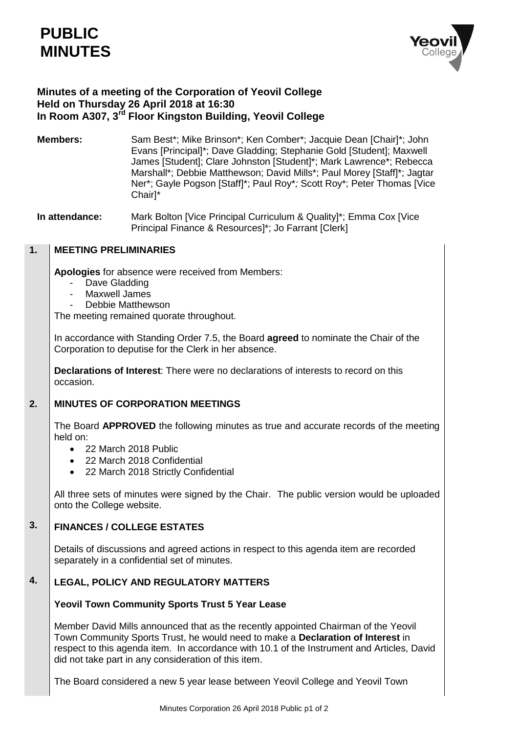# PUBLIC MINUTES

## Minutes of a meeting of the Corporation of Yeovil College
## Held on Thursday 26 April 2018 at 16:30
## In Room A307, 3rd Floor Kingston Building, Yeovil College

**Members:** Sam Best*; Mike Brinson*; Ken Comber*; Jacquie Dean [Chair]*; John Evans [Principal]*; Dave Gladding; Stephanie Gold [Student]; Maxwell James [Student]; Clare Johnston [Student]*; Mark Lawrence*; Rebecca Marshall*; Debbie Matthewson; David Mills*; Paul Morey [Staff]*; Jagtar Ner*; Gayle Pogson [Staff]*; Paul Roy*; Scott Roy*; Peter Thomas [Vice Chair]*

**In attendance:** Mark Bolton [Vice Principal Curriculum & Quality]*; Emma Cox [Vice Principal Finance & Resources]*; Jo Farrant [Clerk]

### 1. MEETING PRELIMINARIES

**Apologies** for absence were received from Members:

- Dave Gladding
- Maxwell James
- Debbie Matthewson

The meeting remained quorate throughout.

In accordance with Standing Order 7.5, the Board **agreed** to nominate the Chair of the Corporation to deputise for the Clerk in her absence.

**Declarations of Interest**: There were no declarations of interests to record on this occasion.

### 2. MINUTES OF CORPORATION MEETINGS

The Board **APPROVED** the following minutes as true and accurate records of the meeting held on:

- 22 March 2018 Public
- 22 March 2018 Confidential
- 22 March 2018 Strictly Confidential

All three sets of minutes were signed by the Chair. The public version would be uploaded onto the College website.

### 3. FINANCES / COLLEGE ESTATES

Details of discussions and agreed actions in respect to this agenda item are recorded separately in a confidential set of minutes.

### 4. LEGAL, POLICY AND REGULATORY MATTERS

**Yeovil Town Community Sports Trust 5 Year Lease**

Member David Mills announced that as the recently appointed Chairman of the Yeovil Town Community Sports Trust, he would need to make a **Declaration of Interest** in respect to this agenda item. In accordance with 10.1 of the Instrument and Articles, David did not take part in any consideration of this item.

The Board considered a new 5 year lease between Yeovil College and Yeovil Town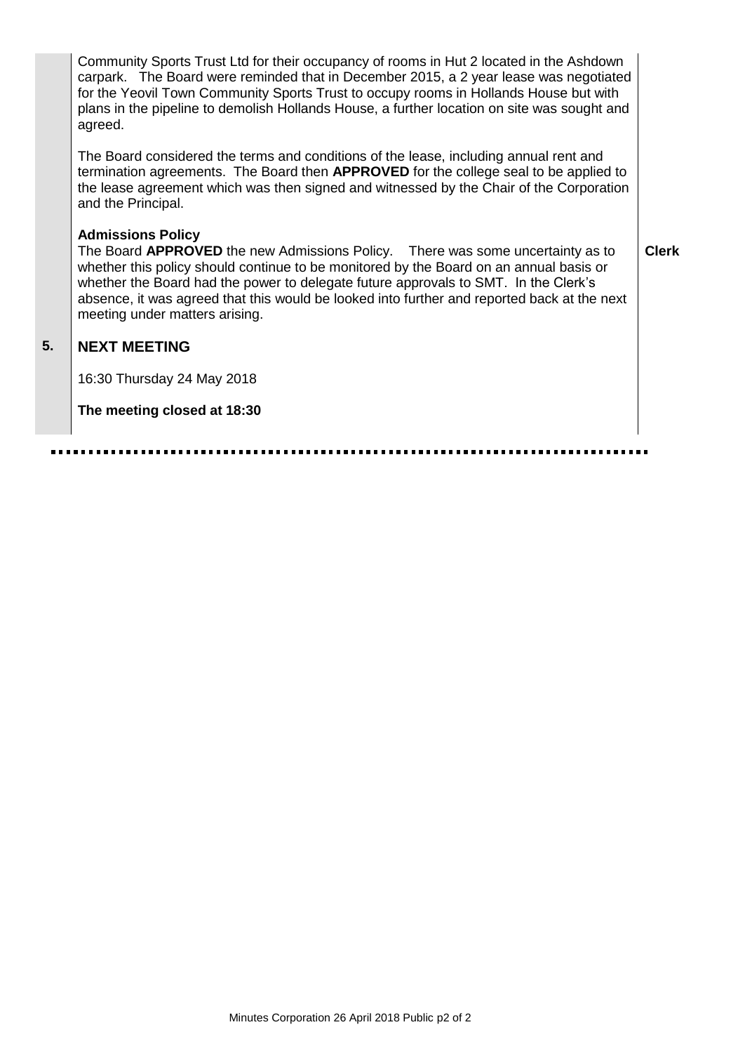Community Sports Trust Ltd for their occupancy of rooms in Hut 2 located in the Ashdown carpark. The Board were reminded that in December 2015, a 2 year lease was negotiated for the Yeovil Town Community Sports Trust to occupy rooms in Hollands House but with plans in the pipeline to demolish Hollands House, a further location on site was sought and agreed.

The Board considered the terms and conditions of the lease, including annual rent and termination agreements. The Board then **APPROVED** for the college seal to be applied to the lease agreement which was then signed and witnessed by the Chair of the Corporation and the Principal.

**Admissions Policy**

The Board **APPROVED** the new Admissions Policy. There was some uncertainty as to whether this policy should continue to be monitored by the Board on an annual basis or whether the Board had the power to delegate future approvals to SMT. In the Clerk's absence, it was agreed that this would be looked into further and reported back at the next meeting under matters arising. **Clerk**

## 5. NEXT MEETING

16:30 Thursday 24 May 2018

**The meeting closed at 18:30**